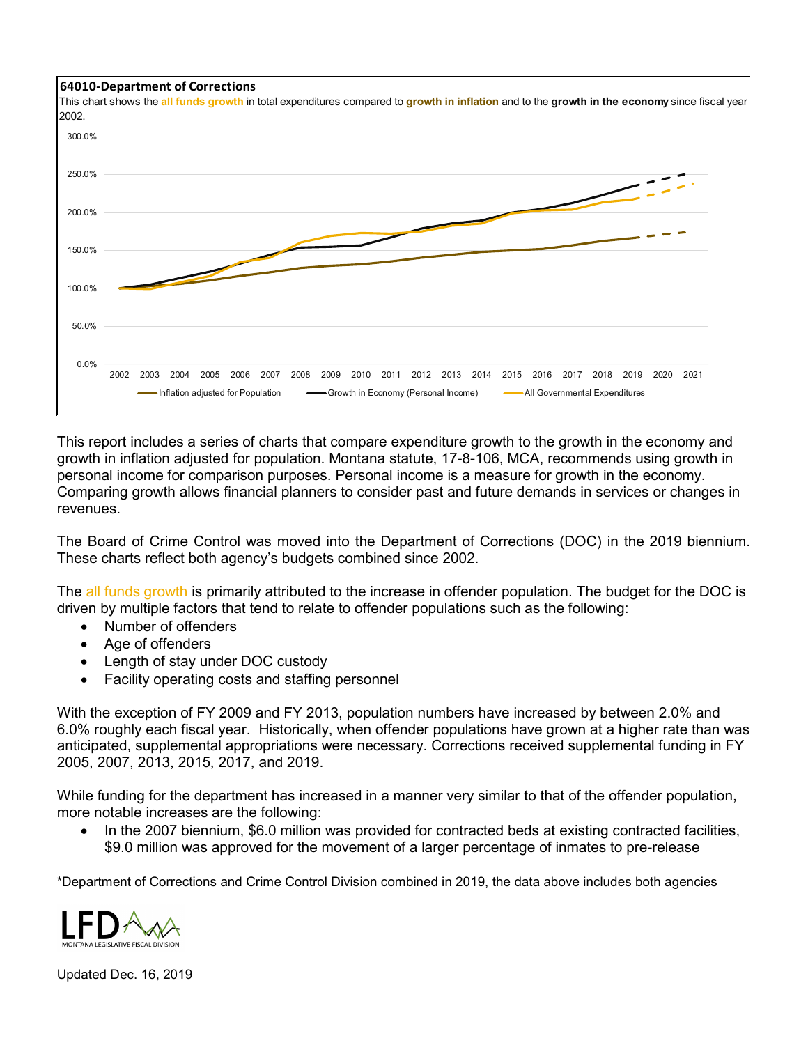**64010-Department of Corrections**

This chart shows the all funds growth in total expenditures compared to growth in inflation and to the growth in the economy since fiscal year 2002.

This report includes a series of charts that compare expenditure growth to the growth in the economy and growth in inflation adjusted for population. Montana statute, 17-8-106, MCA, recommends using growth in personal income for comparison purposes. Personal income is a measure for growth in the economy. Comparing growth allows financial planners to consider past and future demands in services or changes in revenues.

The Board of Crime Control was moved into the Department of Corrections (DOC) in the 2019 biennium. These charts reflect both agency's budgets combined since 2002.

The all funds growth is primarily attributed to the increase in offender population. The budget for the DOC is driven by multiple factors that tend to relate to offender populations such as the following:

- Number of offenders
- Age of offenders
- Length of stay under DOC custody
- Facility operating costs and staffing personnel

With the exception of FY 2009 and FY 2013, population numbers have increased by between 2.0% and 6.0% roughly each fiscal year. Historically, when offender populations have grown at a higher rate than was anticipated, supplemental appropriations were necessary. Corrections received supplemental funding in FY 2005, 2007, 2013, 2015, 2017, and 2019.

While funding for the department has increased in a manner very similar to that of the offender population, more notable increases are the following:

- In the 2007 biennium, $6.0 million was provided for contracted beds at existing contracted facilities, $9.0 million was approved for the movement of a larger percentage of inmates to pre-release

*Department of Corrections and Crime Control Division combined in 2019, the data above includes both agencies

Updated Dec. 16, 2019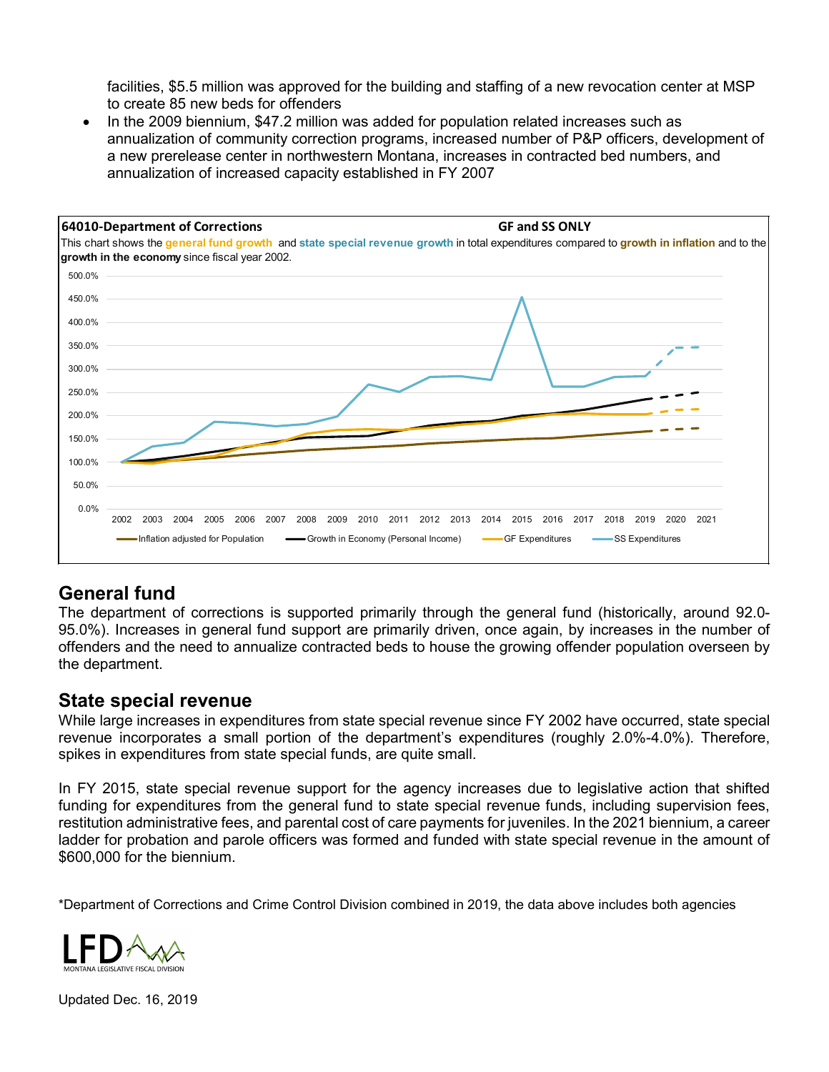facilities, $5.5 million was approved for the building and staffing of a new revocation center at MSP to create 85 new beds for offenders
- In the 2009 biennium, $47.2 million was added for population related increases such as annualization of community correction programs, increased number of P&P officers, development of a new prerelease center in northwestern Montana, increases in contracted bed numbers, and annualization of increased capacity established in FY 2007

**64010-Department of Corrections** **GF and SS ONLY**

This chart shows the **general fund growth** and **state special revenue growth** in total expenditures compared to **growth in inflation** and to the **growth in the economy** since fiscal year 2002.

500.0%
450.0%
400.0%
350.0%
300.0%
250.0%
200.0%
150.0%
100.0%
50.0%
0.0%

2002 2003 2004 2005 2006 2007 2008 2009 2010 2011 2012 2013 2014 2015 2016 2017 2018 2019 2020 2021

Inflation adjusted for Population
Growth in Economy (Personal Income)
GF Expenditures
SS Expenditures

## General fund

The department of corrections is supported primarily through the general fund (historically, around 92.0-95.0%). Increases in general fund support are primarily driven, once again, by increases in the number of offenders and the need to annualize contracted beds to house the growing offender population overseen by the department.

## State special revenue

While large increases in expenditures from state special revenue since FY 2002 have occurred, state special revenue incorporates a small portion of the department's expenditures (roughly 2.0%-4.0%). Therefore, spikes in expenditures from state special funds, are quite small.

In FY 2015, state special revenue support for the agency increases due to legislative action that shifted funding for expenditures from the general fund to state special revenue funds, including supervision fees, restitution administrative fees, and parental cost of care payments for juveniles. In the 2021 biennium, a career ladder for probation and parole officers was formed and funded with state special revenue in the amount of $600,000 for the biennium.

*Department of Corrections and Crime Control Division combined in 2019, the data above includes both agencies

LFD
MONTANA LEGISLATIVE FISCAL DIVISION

Updated Dec. 16, 2019